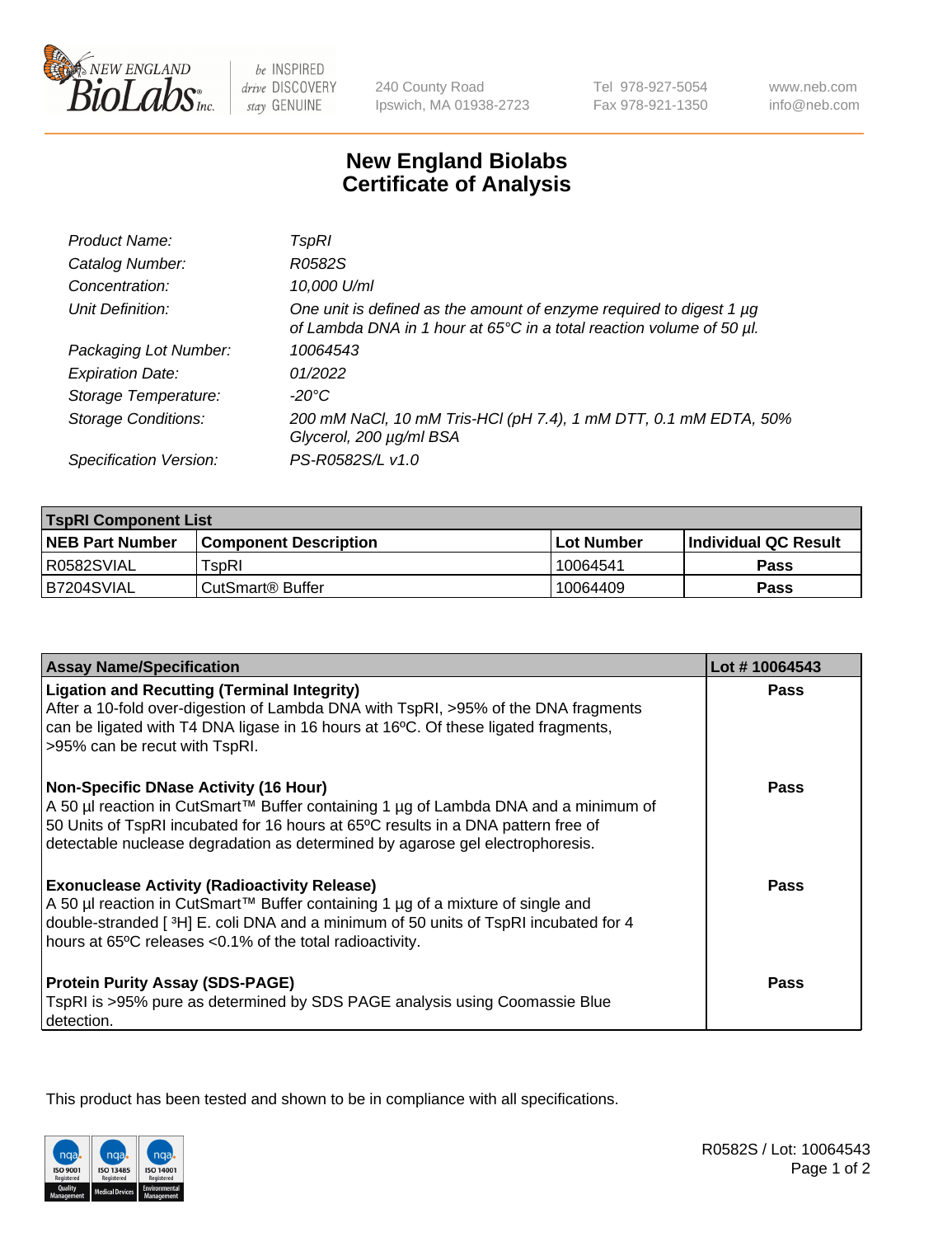New England BioLabs Inc. — be INSPIRED drive DISCOVERY stay GENUINE

240 County Road
Ipswich, MA 01938-2723

Tel 978-927-5054
Fax 978-921-1350

www.neb.com
info@neb.com

# New England Biolabs
# Certificate of Analysis

| | |
|---|---|
| *Product Name:* | *TspRI* |
| *Catalog Number:* | *R0582S* |
| *Concentration:* | *10,000 U/ml* |
| *Unit Definition:* | *One unit is defined as the amount of enzyme required to digest 1 µg of Lambda DNA in 1 hour at 65°C in a total reaction volume of 50 µl.* |
| *Packaging Lot Number:* | *10064543* |
| *Expiration Date:* | *01/2022* |
| *Storage Temperature:* | *-20°C* |
| *Storage Conditions:* | *200 mM NaCl, 10 mM Tris-HCl (pH 7.4), 1 mM DTT, 0.1 mM EDTA, 50% Glycerol, 200 µg/ml BSA* |
| *Specification Version:* | *PS-R0582S/L v1.0* |

| **TspRI Component List** | | | |
|---|---|---|---|
| **NEB Part Number** | **Component Description** | **Lot Number** | **Individual QC Result** |
| R0582SVIAL | TspRI | 10064541 | **Pass** |
| B7204SVIAL | CutSmart® Buffer | 10064409 | **Pass** |

| **Assay Name/Specification** | **Lot # 10064543** |
|---|---|
| **Ligation and Recutting (Terminal Integrity)** After a 10-fold over-digestion of Lambda DNA with TspRI, >95% of the DNA fragments can be ligated with T4 DNA ligase in 16 hours at 16ºC. Of these ligated fragments, >95% can be recut with TspRI. | **Pass** |
| **Non-Specific DNase Activity (16 Hour)** A 50 µl reaction in CutSmart™ Buffer containing 1 µg of Lambda DNA and a minimum of 50 Units of TspRI incubated for 16 hours at 65ºC results in a DNA pattern free of detectable nuclease degradation as determined by agarose gel electrophoresis. | **Pass** |
| **Exonuclease Activity (Radioactivity Release)** A 50 µl reaction in CutSmart™ Buffer containing 1 µg of a mixture of single and double-stranded [ $^3$H] E. coli DNA and a minimum of 50 units of TspRI incubated for 4 hours at 65ºC releases <0.1% of the total radioactivity. | **Pass** |
| **Protein Purity Assay (SDS-PAGE)** TspRI is >95% pure as determined by SDS PAGE analysis using Coomassie Blue detection. | **Pass** |

This product has been tested and shown to be in compliance with all specifications.

R0582S / Lot: 10064543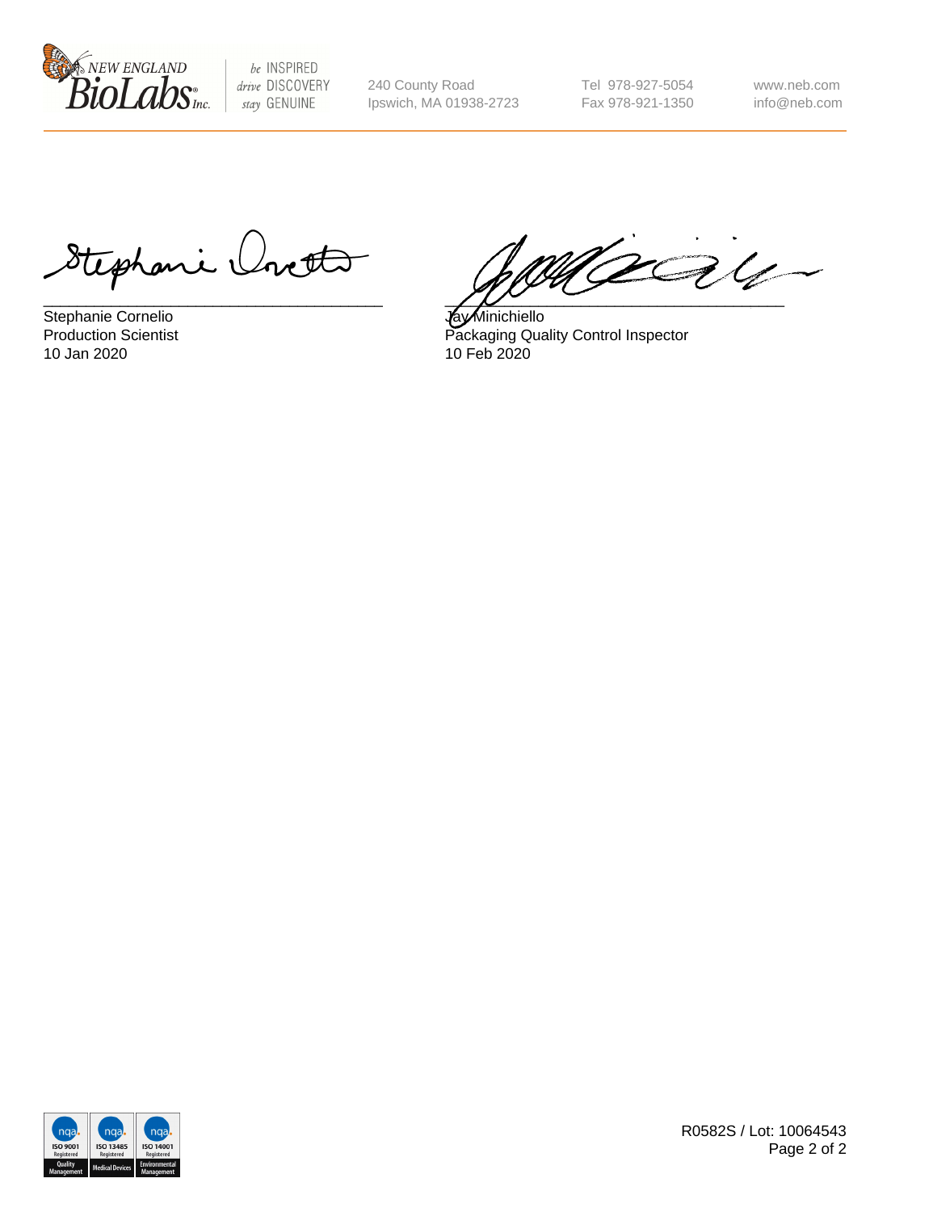Stephanie Cornelio
Production Scientist
10 Jan 2020

Jay Minichiello
Packaging Quality Control Inspector
10 Feb 2020

R0582S / Lot: 10064543